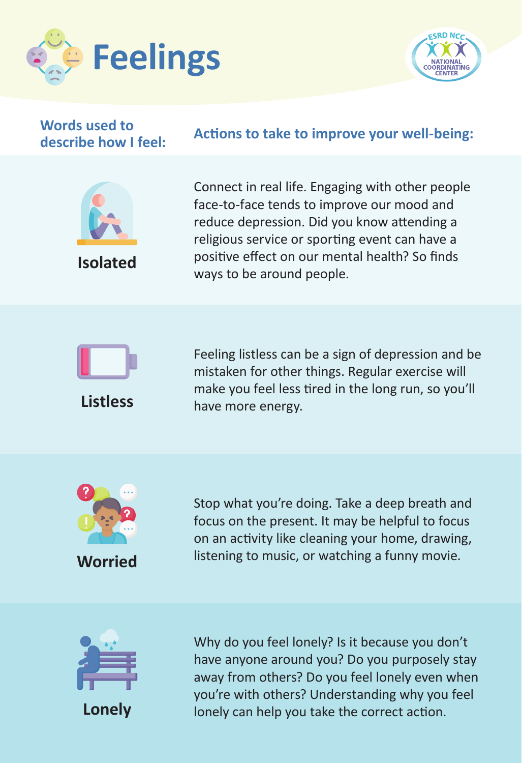# Feelings

ESRD NCC NATIONAL COORDINATING CENTER

| Words used to describe how I feel: | Actions to take to improve your well-being: |
| --- | --- |
| **Isolated** | Connect in real life. Engaging with other people face-to-face tends to improve our mood and reduce depression. Did you know attending a religious service or sporting event can have a positive effect on our mental health? So finds ways to be around people. |
| **Listless** | Feeling listless can be a sign of depression and be mistaken for other things. Regular exercise will make you feel less tired in the long run, so you'll have more energy. |
| **Worried** | Stop what you're doing. Take a deep breath and focus on the present. It may be helpful to focus on an activity like cleaning your home, drawing, listening to music, or watching a funny movie. |
| **Lonely** | Why do you feel lonely? Is it because you don't have anyone around you? Do you purposely stay away from others? Do you feel lonely even when you're with others? Understanding why you feel lonely can help you take the correct action. |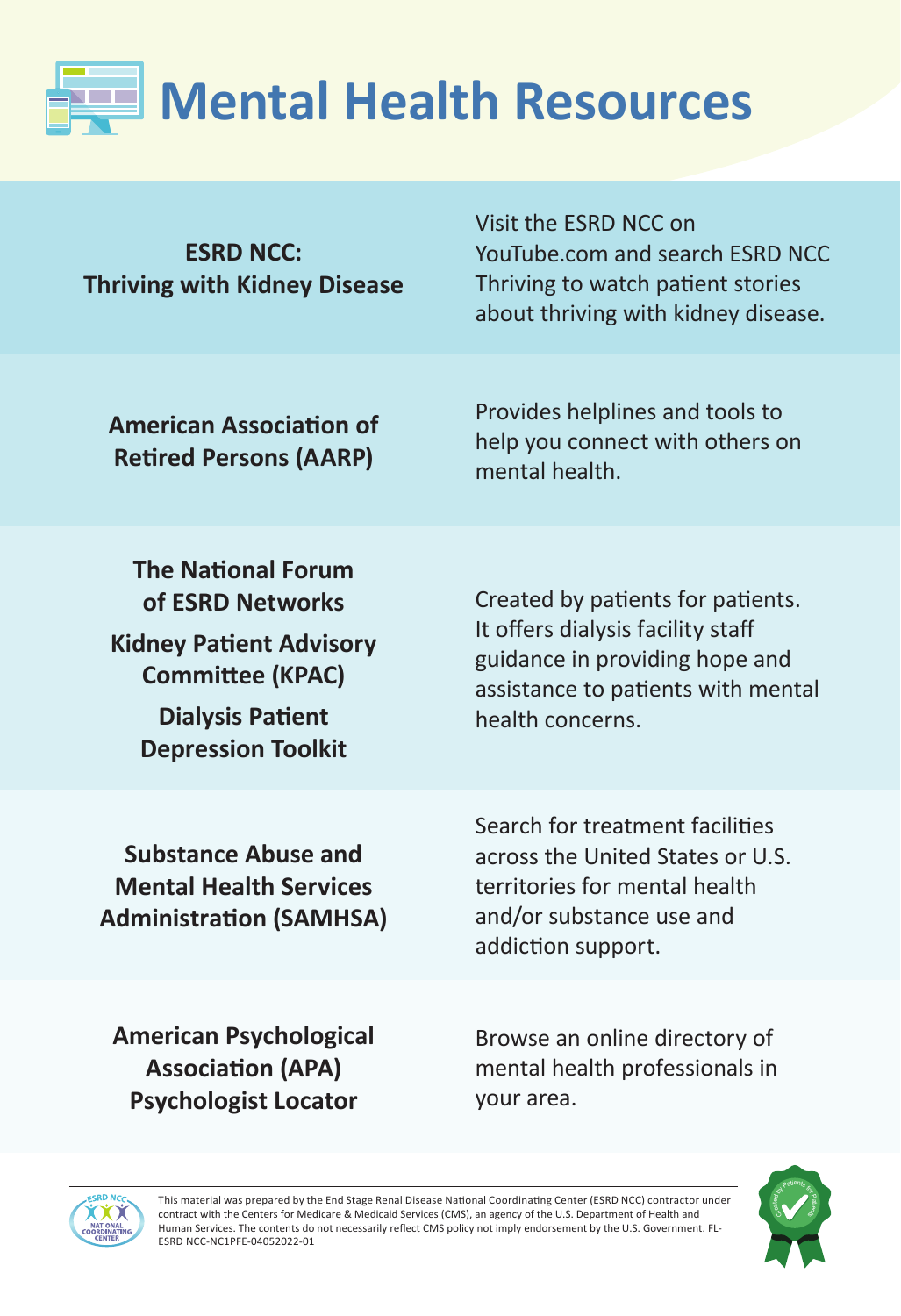# Mental Health Resources

| | |
|---|---|
| **ESRD NCC: Thriving with Kidney Disease** | Visit the ESRD NCC on YouTube.com and search ESRD NCC Thriving to watch patient stories about thriving with kidney disease. |
| **American Association of Retired Persons (AARP)** | Provides helplines and tools to help you connect with others on mental health. |
| **The National Forum of ESRD Networks Kidney Patient Advisory Committee (KPAC) Dialysis Patient Depression Toolkit** | Created by patients for patients. It offers dialysis facility staff guidance in providing hope and assistance to patients with mental health concerns. |
| **Substance Abuse and Mental Health Services Administration (SAMHSA)** | Search for treatment facilities across the United States or U.S. territories for mental health and/or substance use and addiction support. |
| **American Psychological Association (APA) Psychologist Locator** | Browse an online directory of mental health professionals in your area. |

This material was prepared by the End Stage Renal Disease National Coordinating Center (ESRD NCC) contractor under contract with the Centers for Medicare & Medicaid Services (CMS), an agency of the U.S. Department of Health and Human Services. The contents do not necessarily reflect CMS policy not imply endorsement by the U.S. Government. FL-ESRD NCC-NC1PFE-04052022-01